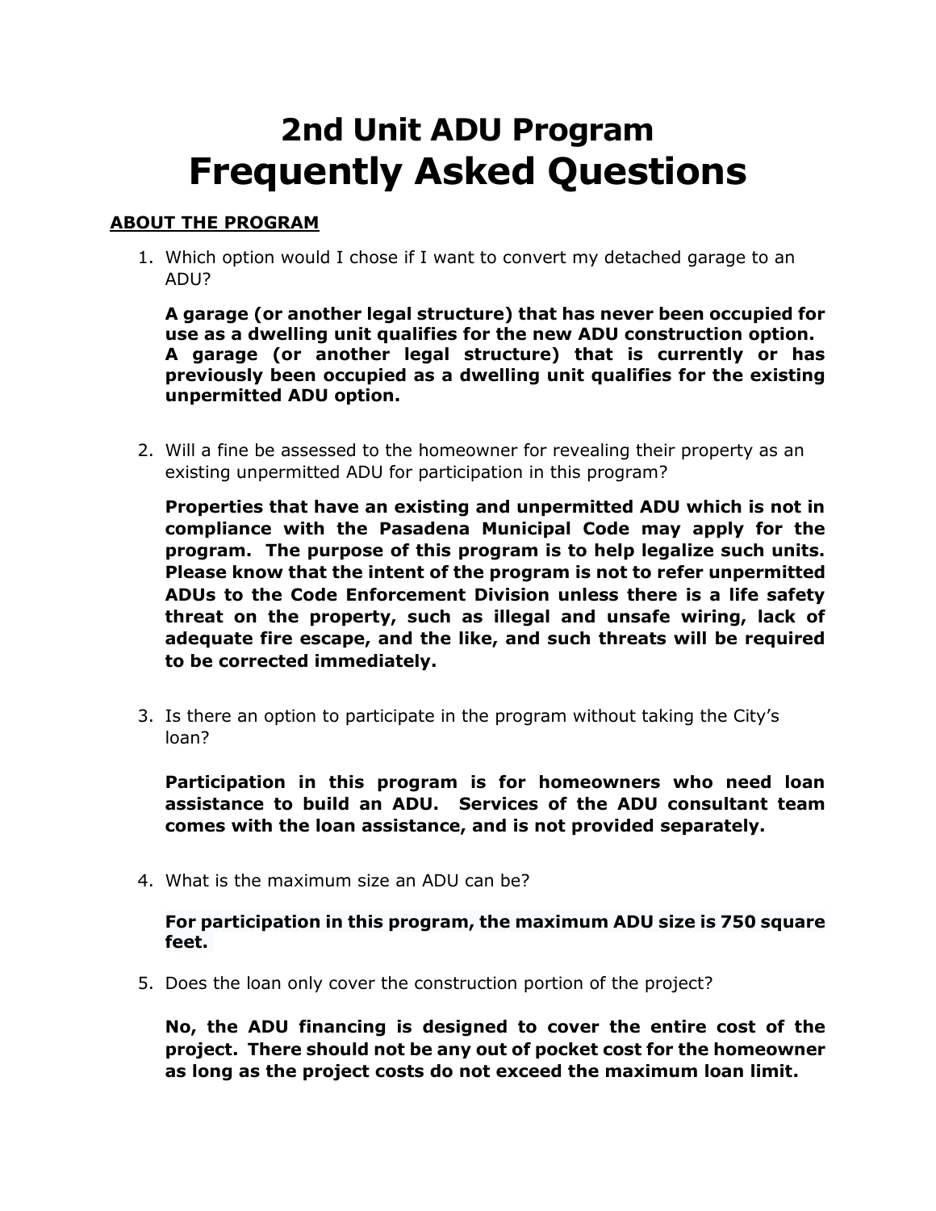# 2nd Unit ADU Program
# Frequently Asked Questions

## ABOUT THE PROGRAM

1. Which option would I chose if I want to convert my detached garage to an ADU?

   **A garage (or another legal structure) that has never been occupied for use as a dwelling unit qualifies for the new ADU construction option. A garage (or another legal structure) that is currently or has previously been occupied as a dwelling unit qualifies for the existing unpermitted ADU option.**

2. Will a fine be assessed to the homeowner for revealing their property as an existing unpermitted ADU for participation in this program?

   **Properties that have an existing and unpermitted ADU which is not in compliance with the Pasadena Municipal Code may apply for the program. The purpose of this program is to help legalize such units. Please know that the intent of the program is not to refer unpermitted ADUs to the Code Enforcement Division unless there is a life safety threat on the property, such as illegal and unsafe wiring, lack of adequate fire escape, and the like, and such threats will be required to be corrected immediately.**

3. Is there an option to participate in the program without taking the City's loan?

   **Participation in this program is for homeowners who need loan assistance to build an ADU. Services of the ADU consultant team comes with the loan assistance, and is not provided separately.**

4. What is the maximum size an ADU can be?

   **For participation in this program, the maximum ADU size is 750 square feet.**

5. Does the loan only cover the construction portion of the project?

   **No, the ADU financing is designed to cover the entire cost of the project. There should not be any out of pocket cost for the homeowner as long as the project costs do not exceed the maximum loan limit.**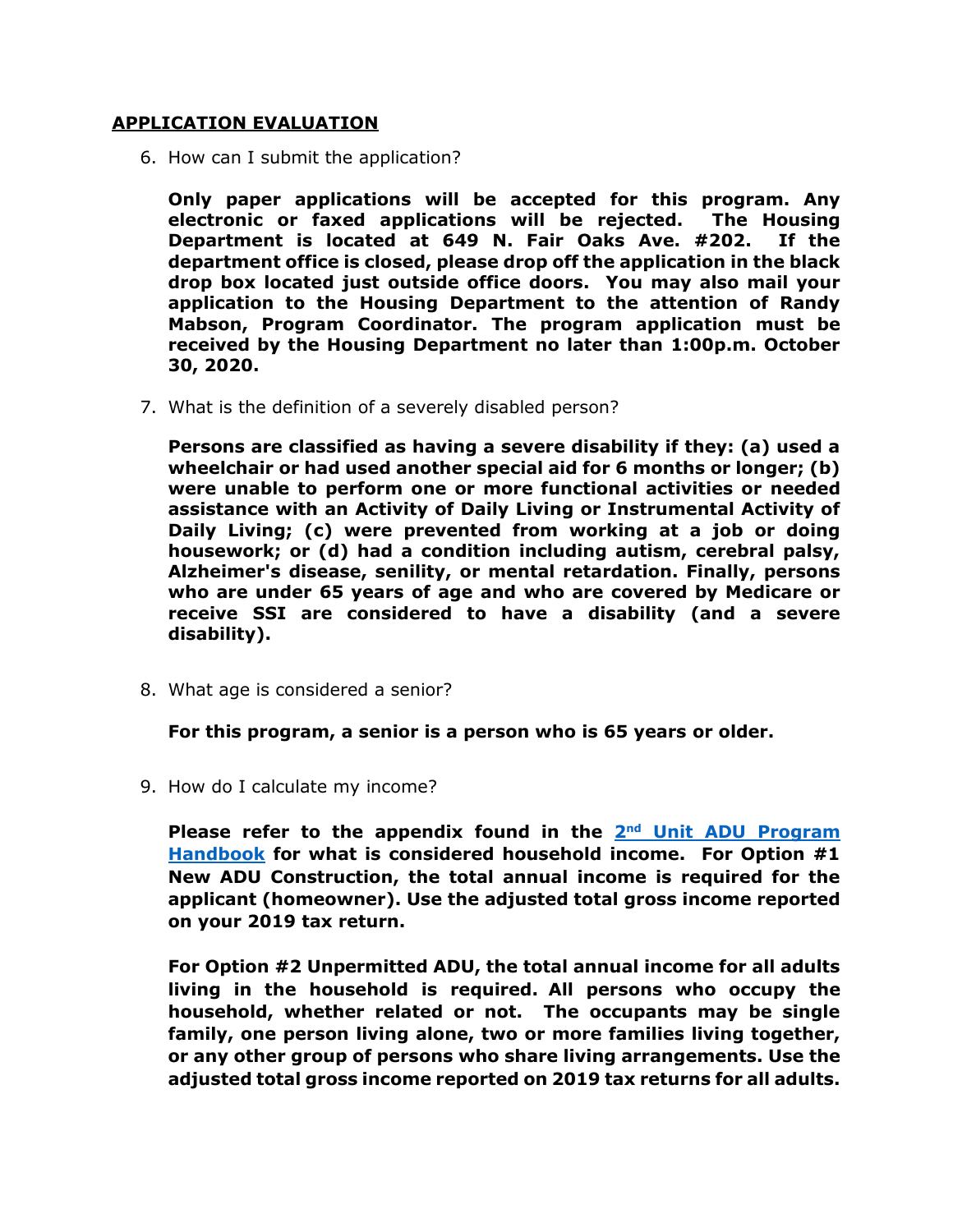## APPLICATION EVALUATION

6. How can I submit the application?

   **Only paper applications will be accepted for this program. Any electronic or faxed applications will be rejected. The Housing Department is located at 649 N. Fair Oaks Ave. #202. If the department office is closed, please drop off the application in the black drop box located just outside office doors. You may also mail your application to the Housing Department to the attention of Randy Mabson, Program Coordinator. The program application must be received by the Housing Department no later than 1:00p.m. October 30, 2020.**

7. What is the definition of a severely disabled person?

   **Persons are classified as having a severe disability if they: (a) used a wheelchair or had used another special aid for 6 months or longer; (b) were unable to perform one or more functional activities or needed assistance with an Activity of Daily Living or Instrumental Activity of Daily Living; (c) were prevented from working at a job or doing housework; or (d) had a condition including autism, cerebral palsy, Alzheimer's disease, senility, or mental retardation. Finally, persons who are under 65 years of age and who are covered by Medicare or receive SSI are considered to have a disability (and a severe disability).**

8. What age is considered a senior?

   **For this program, a senior is a person who is 65 years or older.**

9. How do I calculate my income?

   **Please refer to the appendix found in the [2nd Unit ADU Program Handbook] for what is considered household income. For Option #1 New ADU Construction, the total annual income is required for the applicant (homeowner). Use the adjusted total gross income reported on your 2019 tax return.**

   **For Option #2 Unpermitted ADU, the total annual income for all adults living in the household is required. All persons who occupy the household, whether related or not. The occupants may be single family, one person living alone, two or more families living together, or any other group of persons who share living arrangements. Use the adjusted total gross income reported on 2019 tax returns for all adults.**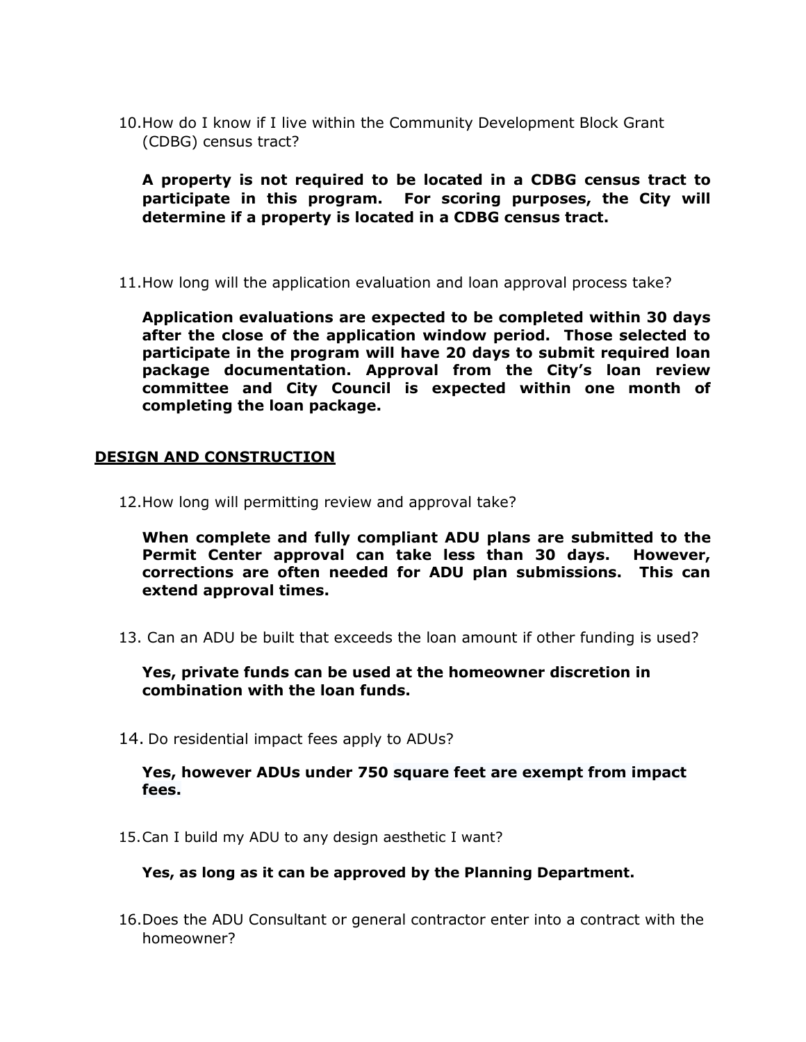10. How do I know if I live within the Community Development Block Grant (CDBG) census tract?

    **A property is not required to be located in a CDBG census tract to participate in this program. For scoring purposes, the City will determine if a property is located in a CDBG census tract.**

11. How long will the application evaluation and loan approval process take?

    **Application evaluations are expected to be completed within 30 days after the close of the application window period. Those selected to participate in the program will have 20 days to submit required loan package documentation. Approval from the City's loan review committee and City Council is expected within one month of completing the loan package.**

## DESIGN AND CONSTRUCTION

12. How long will permitting review and approval take?

    **When complete and fully compliant ADU plans are submitted to the Permit Center approval can take less than 30 days. However, corrections are often needed for ADU plan submissions. This can extend approval times.**

13. Can an ADU be built that exceeds the loan amount if other funding is used?

    **Yes, private funds can be used at the homeowner discretion in combination with the loan funds.**

14. Do residential impact fees apply to ADUs?

    **Yes, however ADUs under 750 square feet are exempt from impact fees.**

15. Can I build my ADU to any design aesthetic I want?

    **Yes, as long as it can be approved by the Planning Department.**

16. Does the ADU Consultant or general contractor enter into a contract with the homeowner?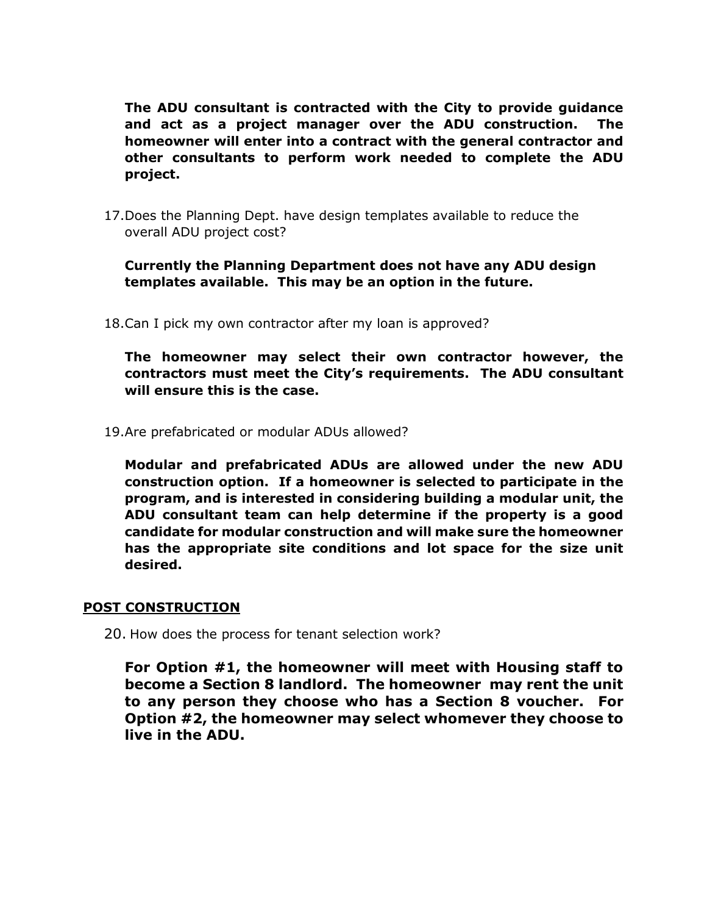**The ADU consultant is contracted with the City to provide guidance and act as a project manager over the ADU construction. The homeowner will enter into a contract with the general contractor and other consultants to perform work needed to complete the ADU project.**

17. Does the Planning Dept. have design templates available to reduce the overall ADU project cost?

    **Currently the Planning Department does not have any ADU design templates available. This may be an option in the future.**

18. Can I pick my own contractor after my loan is approved?

    **The homeowner may select their own contractor however, the contractors must meet the City's requirements. The ADU consultant will ensure this is the case.**

19. Are prefabricated or modular ADUs allowed?

    **Modular and prefabricated ADUs are allowed under the new ADU construction option. If a homeowner is selected to participate in the program, and is interested in considering building a modular unit, the ADU consultant team can help determine if the property is a good candidate for modular construction and will make sure the homeowner has the appropriate site conditions and lot space for the size unit desired.**

## POST CONSTRUCTION

20. How does the process for tenant selection work?

    **For Option #1, the homeowner will meet with Housing staff to become a Section 8 landlord. The homeowner may rent the unit to any person they choose who has a Section 8 voucher. For Option #2, the homeowner may select whomever they choose to live in the ADU.**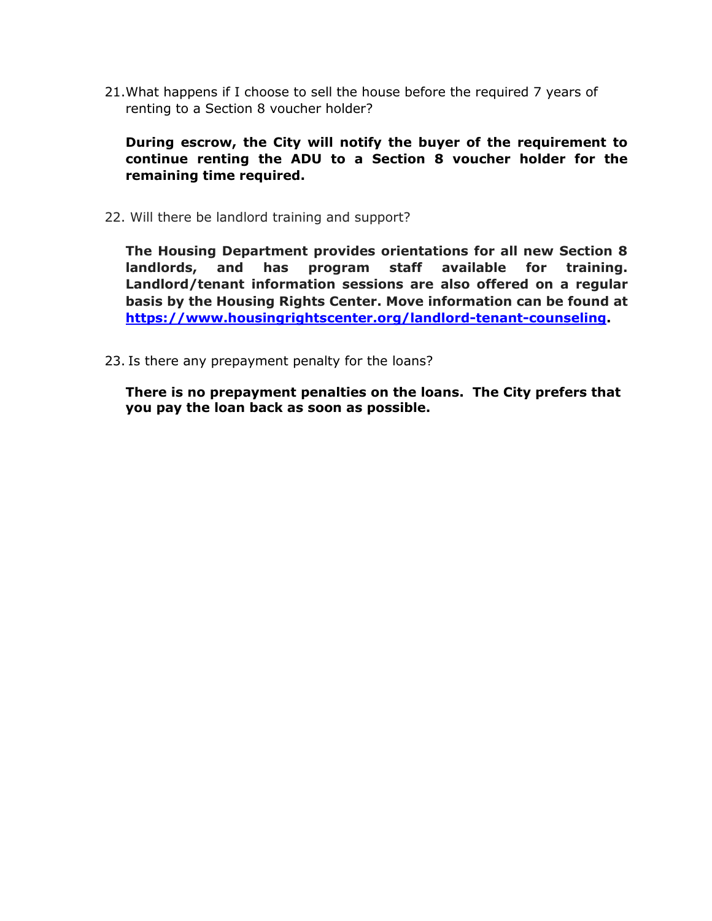21. What happens if I choose to sell the house before the required 7 years of renting to a Section 8 voucher holder?

    **During escrow, the City will notify the buyer of the requirement to continue renting the ADU to a Section 8 voucher holder for the remaining time required.**

22. Will there be landlord training and support?

    **The Housing Department provides orientations for all new Section 8 landlords, and has program staff available for training. Landlord/tenant information sessions are also offered on a regular basis by the Housing Rights Center. Move information can be found at [https://www.housingrightscenter.org/landlord-tenant-counseling](https://www.housingrightscenter.org/landlord-tenant-counseling).**

23. Is there any prepayment penalty for the loans?

    **There is no prepayment penalties on the loans. The City prefers that you pay the loan back as soon as possible.**